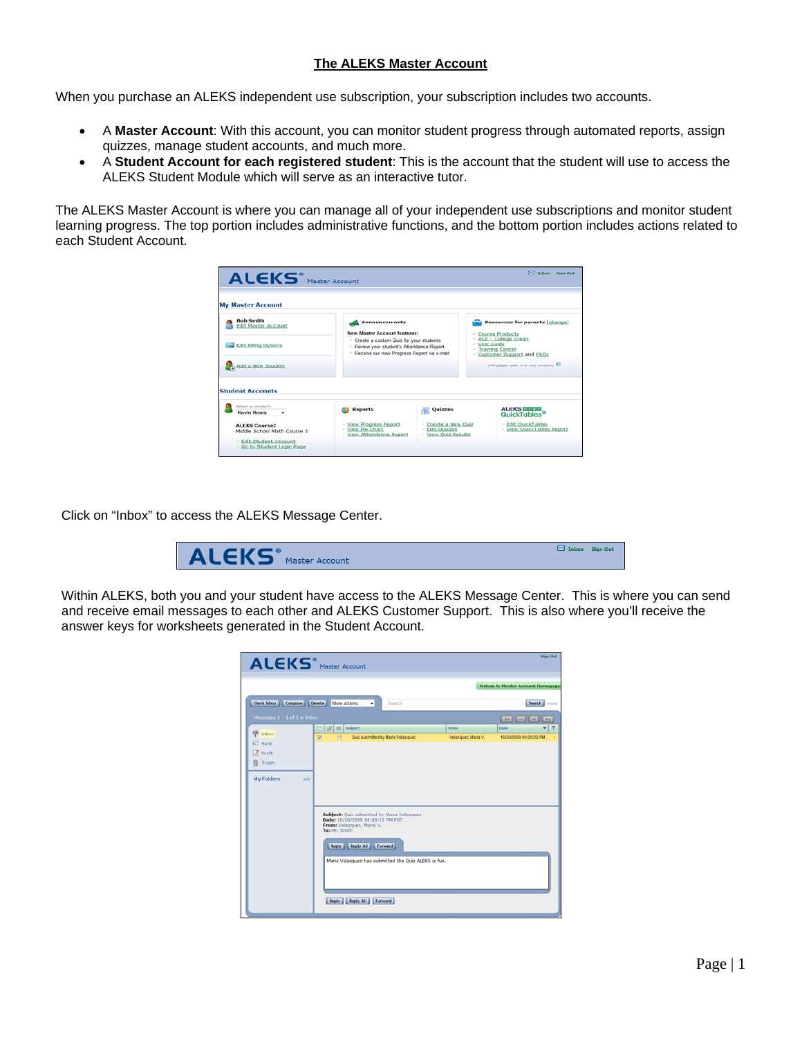# The ALEKS Master Account

When you purchase an ALEKS independent use subscription, your subscription includes two accounts.

- A **Master Account**: With this account, you can monitor student progress through automated reports, assign quizzes, manage student accounts, and much more.
- A **Student Account for each registered student**: This is the account that the student will use to access the ALEKS Student Module which will serve as an interactive tutor.

The ALEKS Master Account is where you can manage all of your independent use subscriptions and monitor student learning progress. The top portion includes administrative functions, and the bottom portion includes actions related to each Student Account.

Click on "Inbox" to access the ALEKS Message Center.

Within ALEKS, both you and your student have access to the ALEKS Message Center. This is where you can send and receive email messages to each other and ALEKS Customer Support. This is also where you'll receive the answer keys for worksheets generated in the Student Account.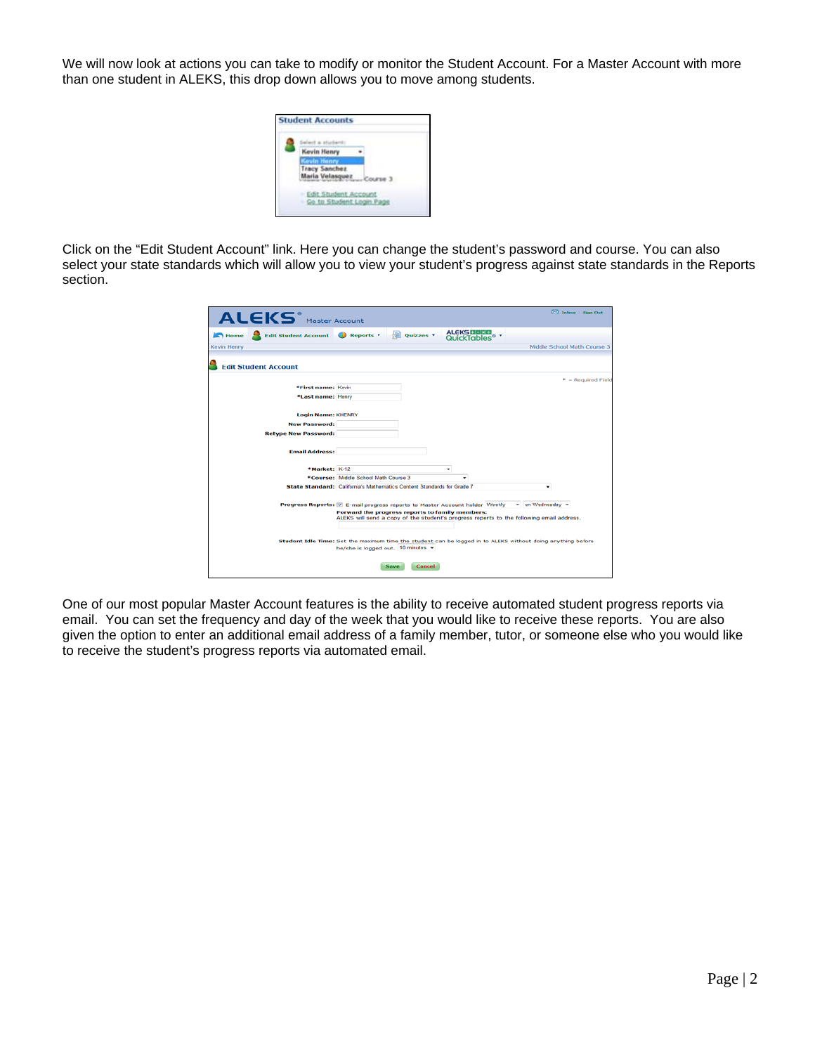We will now look at actions you can take to modify or monitor the Student Account. For a Master Account with more than one student in ALEKS, this drop down allows you to move among students.

Click on the "Edit Student Account" link. Here you can change the student's password and course. You can also select your state standards which will allow you to view your student's progress against state standards in the Reports section.

One of our most popular Master Account features is the ability to receive automated student progress reports via email. You can set the frequency and day of the week that you would like to receive these reports. You are also given the option to enter an additional email address of a family member, tutor, or someone else who you would like to receive the student's progress reports via automated email.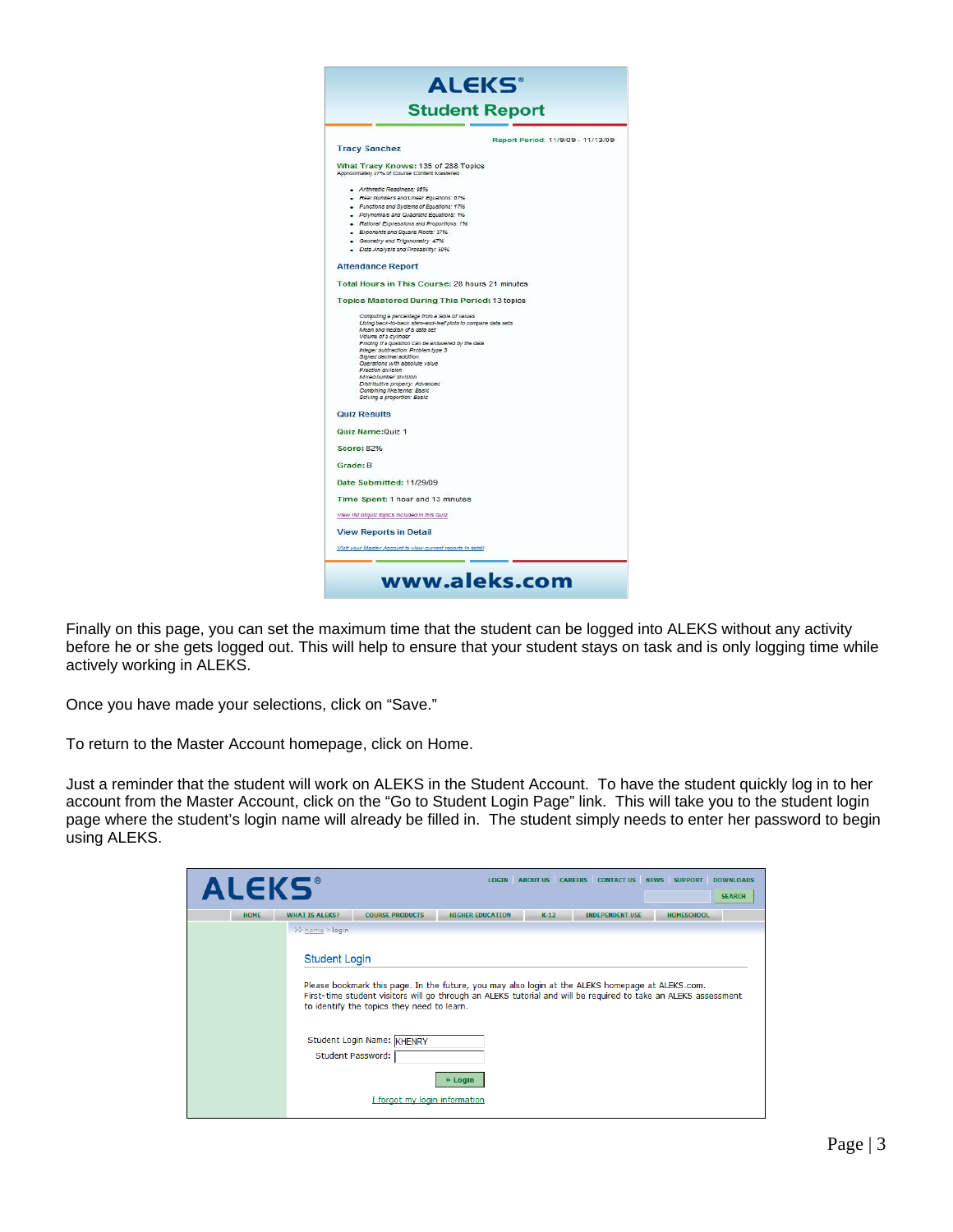# ALEKS®

## Student Report

Report Period: 11/9/09 - 11/13/09

**Tracy Sanchez**

**What Tracy Knows:** 135 of 288 Topics
Approximately 47% of Course Content Mastered

- *Arithmetic Readiness: 86%*
- *Real Numbers and Linear Equations: 67%*
- *Functions and Systems of Equations: 17%*
- *Polynomials and Quadratic Equations: 1%*
- *Rational Expressions and Proportions: 1%*
- *Exponents and Square Roots: 37%*
- *Geometry and Trigonometry: 47%*
- *Data Analysis and Probability: 59%*

**Attendance Report**

**Total Hours in This Course:** 28 hours 21 minutes

**Topics Mastered During This Period:** 13 topics

*Computing a percentage from a table of values*
*Using back-to-back stem-and-leaf plots to compare data sets*
*Mean and median of a data set*
*Volume of a cylinder*
*Finding if a question can be answered by the data*
*Integer subtraction: Problem type 3*
*Signed decimal addition*
*Operations with absolute value*
*Fraction division*
*Mixed number division*
*Distributive property: Advanced*
*Combining like terms: Basic*
*Solving a proportion: Basic*

**Quiz Results**

**Quiz Name:** Quiz 1

**Score:** 82%

**Grade:** B

**Date Submitted:** 11/29/09

**Time Spent:** 1 hour and 13 minutes

View list of quiz topics included in this quiz

**View Reports in Detail**

Visit your Master Account to view current reports in detail

**www.aleks.com**

Finally on this page, you can set the maximum time that the student can be logged into ALEKS without any activity before he or she gets logged out. This will help to ensure that your student stays on task and is only logging time while actively working in ALEKS.

Once you have made your selections, click on "Save."

To return to the Master Account homepage, click on Home.

Just a reminder that the student will work on ALEKS in the Student Account. To have the student quickly log in to her account from the Master Account, click on the "Go to Student Login Page" link. This will take you to the student login page where the student's login name will already be filled in. The student simply needs to enter her password to begin using ALEKS.

ALEKS®

LOGIN | ABOUT US | CAREERS | CONTACT US | NEWS | SUPPORT | DOWNLOADS

SEARCH

HOME | WHAT IS ALEKS? | COURSE PRODUCTS | HIGHER EDUCATION | K-12 | INDEPENDENT USE | HOMESCHOOL

home > login

### Student Login

Please bookmark this page. In the future, you may also login at the ALEKS homepage at ALEKS.com.
First-time student visitors will go through an ALEKS tutorial and will be required to take an ALEKS assessment to identify the topics they need to learn.

Student Login Name: KHENRY

Student Password:

» Login

I forgot my login information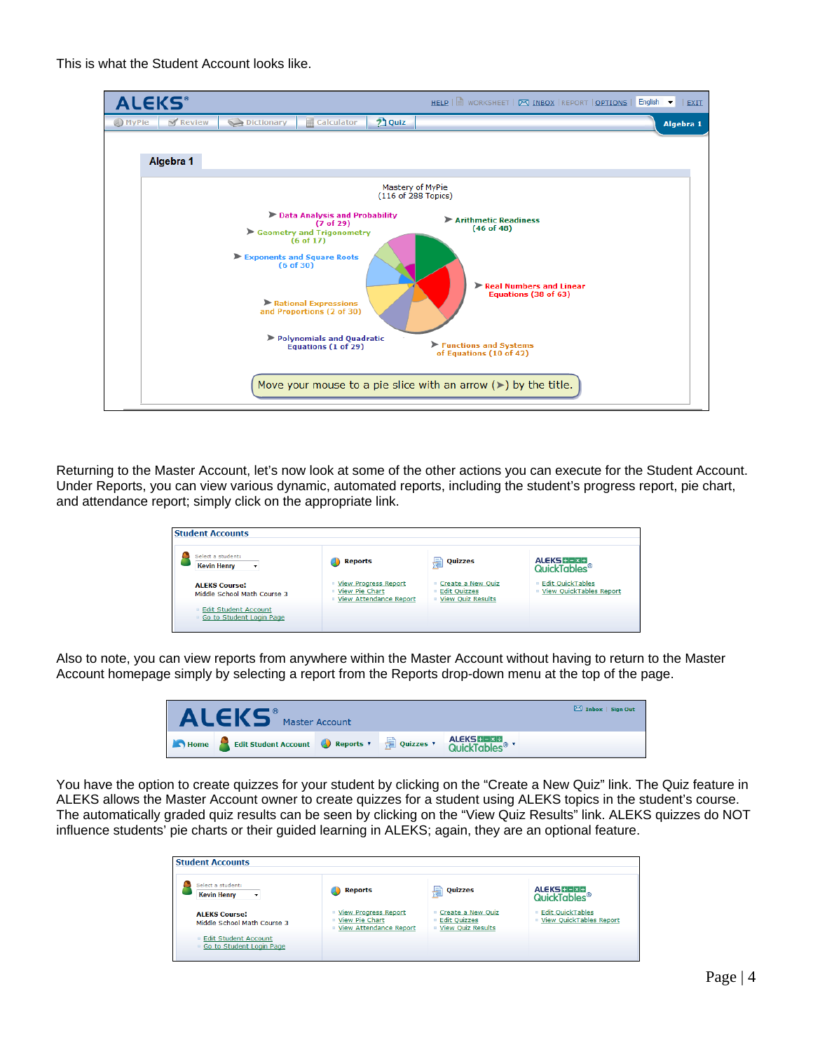This is what the Student Account looks like.

Returning to the Master Account, let's now look at some of the other actions you can execute for the Student Account. Under Reports, you can view various dynamic, automated reports, including the student's progress report, pie chart, and attendance report; simply click on the appropriate link.

Also to note, you can view reports from anywhere within the Master Account without having to return to the Master Account homepage simply by selecting a report from the Reports drop-down menu at the top of the page.

You have the option to create quizzes for your student by clicking on the "Create a New Quiz" link. The Quiz feature in ALEKS allows the Master Account owner to create quizzes for a student using ALEKS topics in the student's course. The automatically graded quiz results can be seen by clicking on the "View Quiz Results" link. ALEKS quizzes do NOT influence students' pie charts or their guided learning in ALEKS; again, they are an optional feature.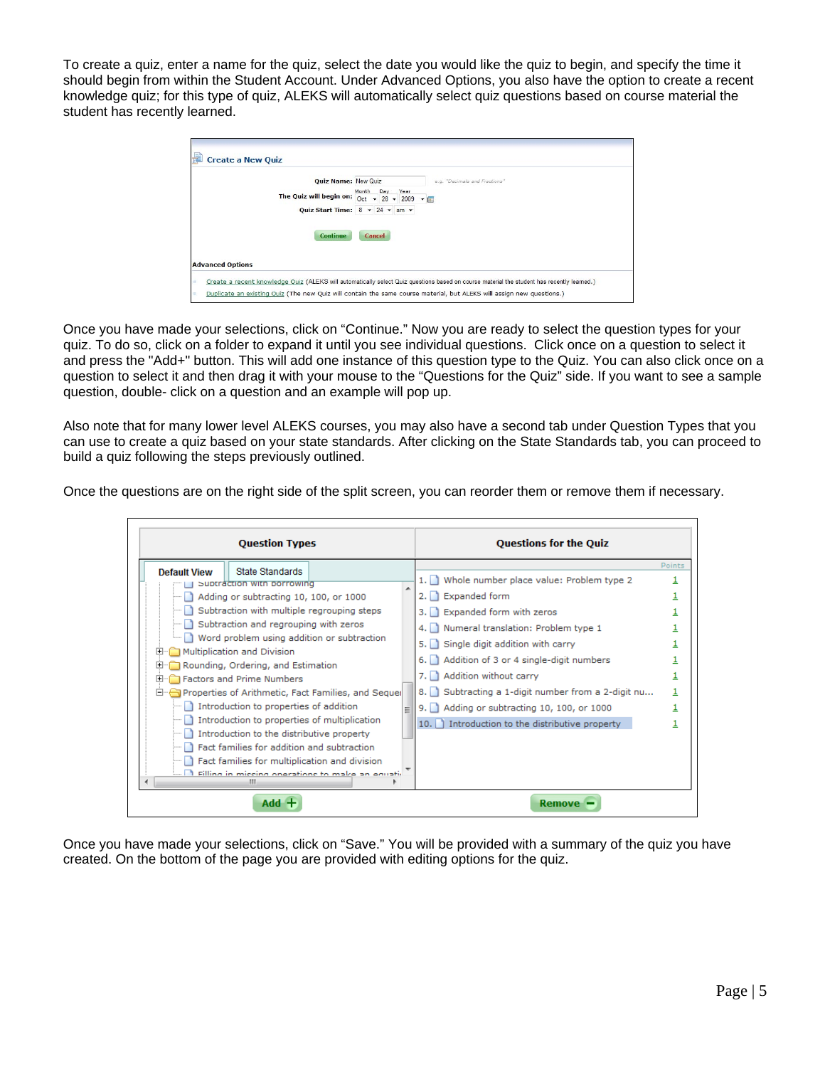To create a quiz, enter a name for the quiz, select the date you would like the quiz to begin, and specify the time it should begin from within the Student Account. Under Advanced Options, you also have the option to create a recent knowledge quiz; for this type of quiz, ALEKS will automatically select quiz questions based on course material the student has recently learned.

Once you have made your selections, click on "Continue." Now you are ready to select the question types for your quiz. To do so, click on a folder to expand it until you see individual questions. Click once on a question to select it and press the "Add+" button. This will add one instance of this question type to the Quiz. You can also click once on a question to select it and then drag it with your mouse to the "Questions for the Quiz" side. If you want to see a sample question, double- click on a question and an example will pop up.

Also note that for many lower level ALEKS courses, you may also have a second tab under Question Types that you can use to create a quiz based on your state standards. After clicking on the State Standards tab, you can proceed to build a quiz following the steps previously outlined.

Once the questions are on the right side of the split screen, you can reorder them or remove them if necessary.

Once you have made your selections, click on "Save." You will be provided with a summary of the quiz you have created. On the bottom of the page you are provided with editing options for the quiz.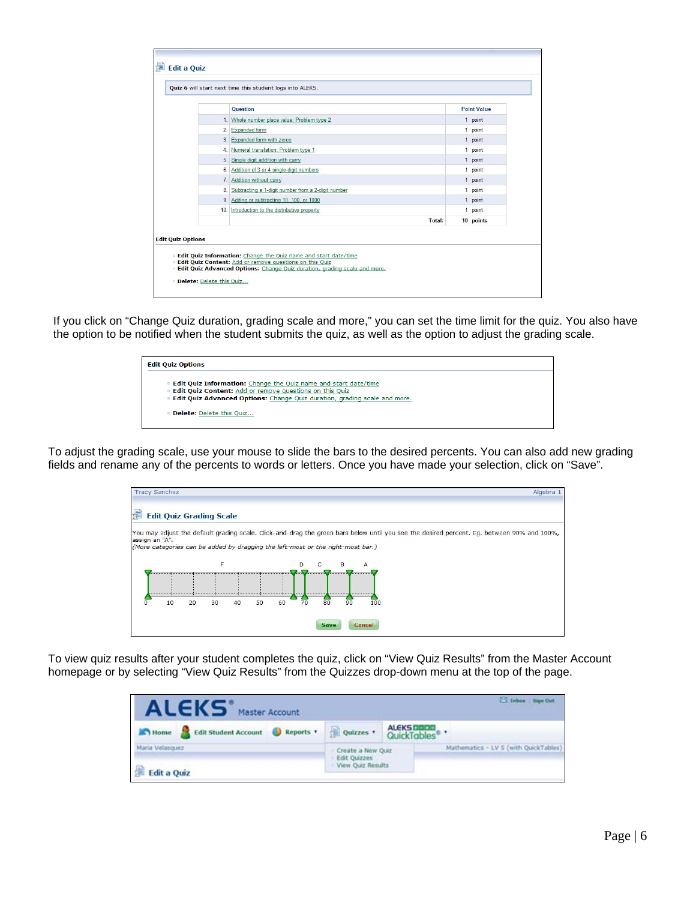## Edit a Quiz

**Quiz 6** will start next time this student logs into ALEKS.

| | Question | Point Value |
|---|---|---|
| 1. | Whole number place value: Problem type 2 | 1 point |
| 2. | Expanded form | 1 point |
| 3. | Expanded form with zeros | 1 point |
| 4. | Numeral translation: Problem type 1 | 1 point |
| 5. | Single digit addition with carry | 1 point |
| 6. | Addition of 3 or 4 single-digit numbers | 1 point |
| 7. | Addition without carry | 1 point |
| 8. | Subtracting a 1-digit number from a 2-digit number | 1 point |
| 9. | Adding or subtracting 10, 100, or 1000 | 1 point |
| 10. | Introduction to the distributive property | 1 point |
| | Total: | 10 points |

**Edit Quiz Options**

- **Edit Quiz Information:** Change the Quiz name and start date/time
- **Edit Quiz Content:** Add or remove questions on this Quiz
- **Edit Quiz Advanced Options:** Change Quiz duration, grading scale and more.
- **Delete:** Delete this Quiz...

If you click on "Change Quiz duration, grading scale and more," you can set the time limit for the quiz. You also have the option to be notified when the student submits the quiz, as well as the option to adjust the grading scale.

**Edit Quiz Options**

- **Edit Quiz Information:** Change the Quiz name and start date/time
- **Edit Quiz Content:** Add or remove questions on this Quiz
- **Edit Quiz Advanced Options:** Change Quiz duration, grading scale and more.
- **Delete:** Delete this Quiz...

To adjust the grading scale, use your mouse to slide the bars to the desired percents. You can also add new grading fields and rename any of the percents to words or letters. Once you have made your selection, click on "Save".

Tracy Sanchez — Algebra 1

## Edit Quiz Grading Scale

You may adjust the default grading scale. Click-and-drag the green bars below until you see the desired percent. Eg. between 90% and 100%, assign an "A".
*(More categories can be added by dragging the left-most or the right-most bar.)*

F D C B A

0 10 20 30 40 50 60 70 80 90 100

Save Cancel

To view quiz results after your student completes the quiz, click on "View Quiz Results" from the Master Account homepage or by selecting "View Quiz Results" from the Quizzes drop-down menu at the top of the page.

ALEKS Master Account — Inbox Sign Out

Home | Edit Student Account | Reports | Quizzes | ALEKS QuickTables

Maria Velasquez — Mathematics - LV 5 (with QuickTables)

Quizzes menu: Create a New Quiz, Edit Quizzes, View Quiz Results

Edit a Quiz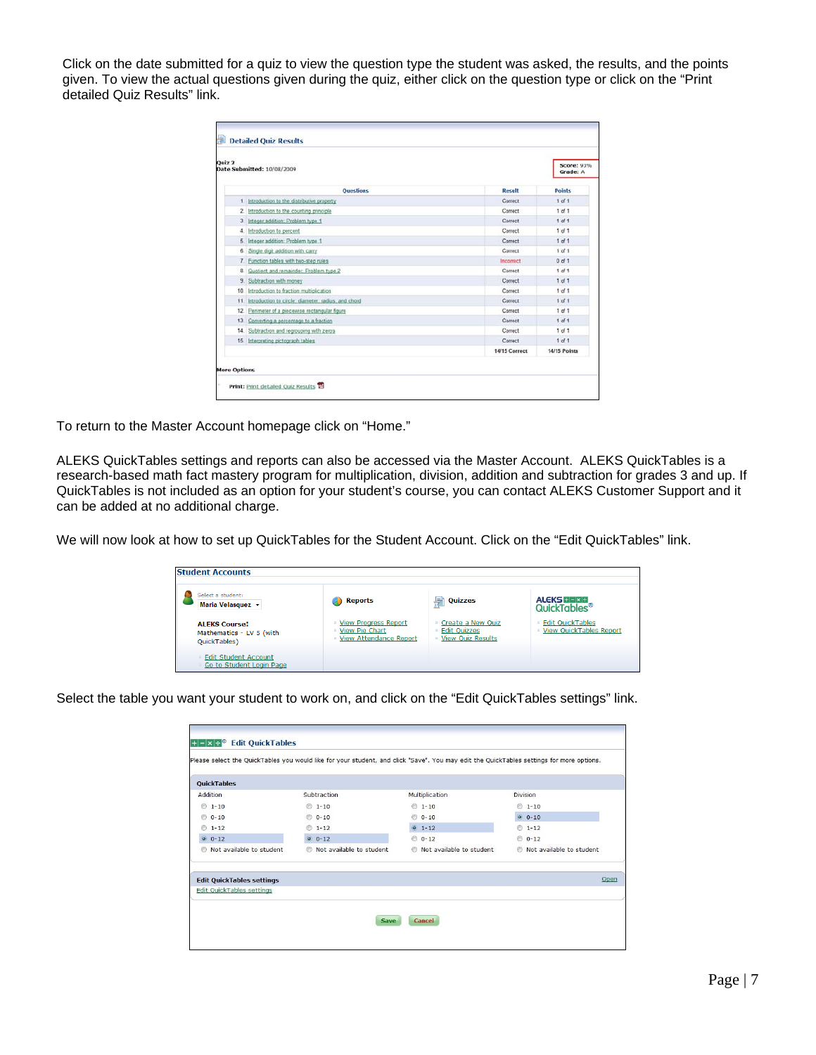Click on the date submitted for a quiz to view the question type the student was asked, the results, and the points given. To view the actual questions given during the quiz, either click on the question type or click on the "Print detailed Quiz Results" link.

**Detailed Quiz Results**

Quiz 2
Date Submitted: 10/08/2009

Score: 93%
Grade: A

| | Questions | Result | Points |
|---|---|---|---|
| 1. | Introduction to the distributive property | Correct | 1 of 1 |
| 2. | Introduction to the counting principle | Correct | 1 of 1 |
| 3. | Integer addition: Problem type 1 | Correct | 1 of 1 |
| 4. | Introduction to percent | Correct | 1 of 1 |
| 5. | Integer addition: Problem type 1 | Correct | 1 of 1 |
| 6. | Single digit addition with carry | Correct | 1 of 1 |
| 7. | Function tables with two-step rules | Incorrect | 0 of 1 |
| 8. | Quotient and remainder: Problem type 2 | Correct | 1 of 1 |
| 9. | Subtraction with money | Correct | 1 of 1 |
| 10. | Introduction to fraction multiplication | Correct | 1 of 1 |
| 11. | Introduction to circle: diameter, radius, and chord | Correct | 1 of 1 |
| 12. | Perimeter of a piecewise rectangular figure | Correct | 1 of 1 |
| 13. | Converting a percentage to a fraction | Correct | 1 of 1 |
| 14. | Subtraction and regrouping with zeros | Correct | 1 of 1 |
| 15. | Interpreting pictograph tables | Correct | 1 of 1 |
| | | 14/15 Correct | 14/15 Points |

More Options

Print: Print detailed Quiz Results

To return to the Master Account homepage click on "Home."

ALEKS QuickTables settings and reports can also be accessed via the Master Account. ALEKS QuickTables is a research-based math fact mastery program for multiplication, division, addition and subtraction for grades 3 and up. If QuickTables is not included as an option for your student's course, you can contact ALEKS Customer Support and it can be added at no additional charge.

We will now look at how to set up QuickTables for the Student Account. Click on the "Edit QuickTables" link.

**Student Accounts**

Select a student: Maria Velasquez

ALEKS Course: Mathematics - LV 5 (with QuickTables)

- Edit Student Account
- Go to Student Login Page

**Reports**
- View Progress Report
- View Pie Chart
- View Attendance Report

**Quizzes**
- Create a New Quiz
- Edit Quizzes
- View Quiz Results

**ALEKS QuickTables**
- Edit QuickTables
- View QuickTables Report

Select the table you want your student to work on, and click on the "Edit QuickTables settings" link.

**Edit QuickTables**

Please select the QuickTables you would like for your student, and click "Save". You may edit the QuickTables settings for more options.

**QuickTables**

| Addition | Subtraction | Multiplication | Division |
|---|---|---|---|
| 1-10 | 1-10 | 1-10 | 1-10 |
| 0-10 | 0-10 | 0-10 | 0-10 (selected) |
| 1-12 | 1-12 | 1-12 (selected) | 1-12 |
| 0-12 (selected) | 0-12 (selected) | 0-12 | 0-12 |
| Not available to student | Not available to student | Not available to student | Not available to student |

**Edit QuickTables settings** Open

Edit QuickTables settings

Save Cancel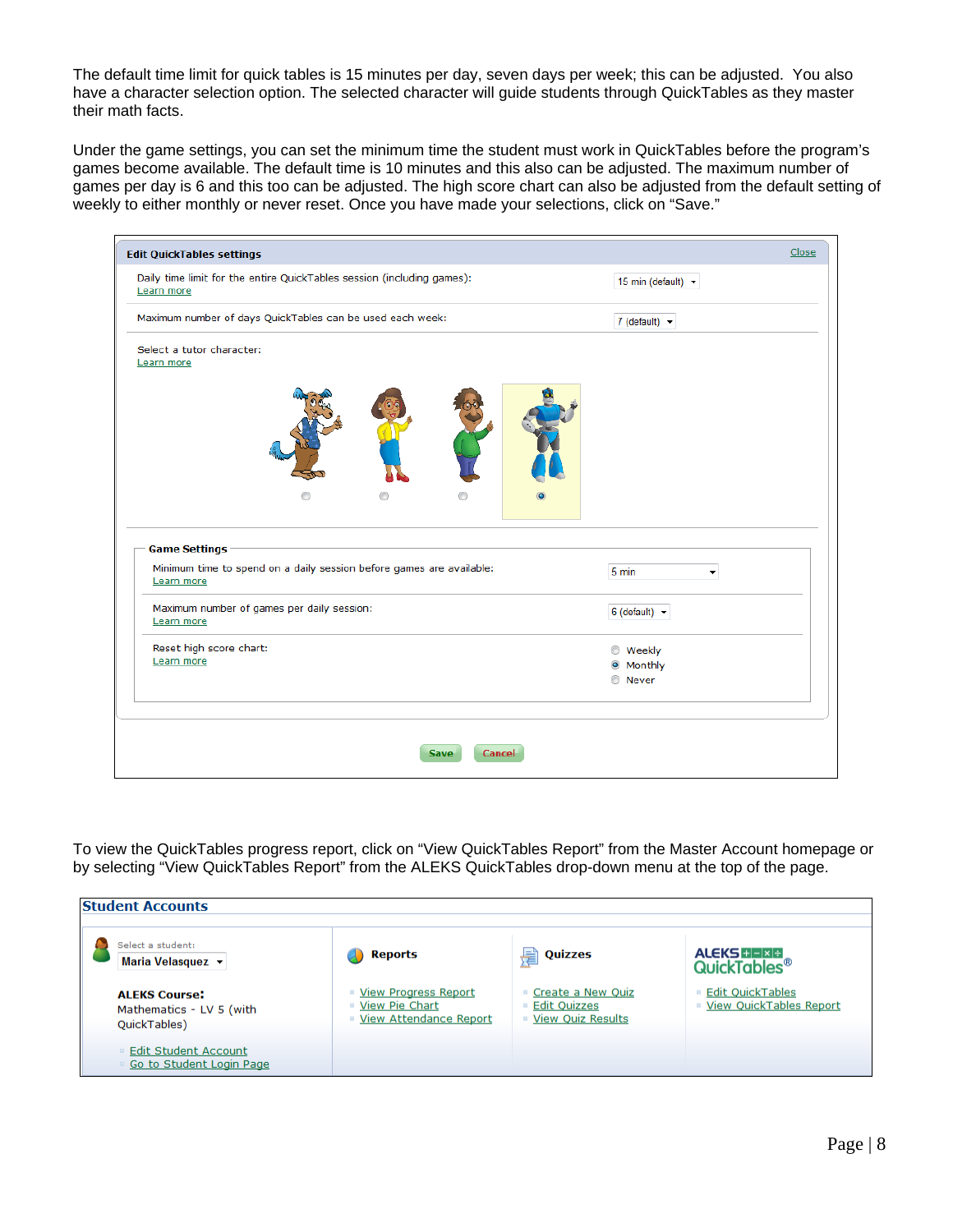The default time limit for quick tables is 15 minutes per day, seven days per week; this can be adjusted. You also have a character selection option. The selected character will guide students through QuickTables as they master their math facts.

Under the game settings, you can set the minimum time the student must work in QuickTables before the program's games become available. The default time is 10 minutes and this also can be adjusted. The maximum number of games per day is 6 and this too can be adjusted. The high score chart can also be adjusted from the default setting of weekly to either monthly or never reset. Once you have made your selections, click on "Save."

**Edit QuickTables settings** Close

Daily time limit for the entire QuickTables session (including games): 15 min (default)
Learn more

Maximum number of days QuickTables can be used each week: 7 (default)

Select a tutor character:
Learn more

**Game Settings**

Minimum time to spend on a daily session before games are available: 5 min
Learn more

Maximum number of games per daily session: 6 (default)
Learn more

Reset high score chart:
Learn more
- Weekly
- Monthly
- Never

Save Cancel

To view the QuickTables progress report, click on "View QuickTables Report" from the Master Account homepage or by selecting "View QuickTables Report" from the ALEKS QuickTables drop-down menu at the top of the page.

**Student Accounts**

Select a student: Maria Velasquez

**ALEKS Course:**
Mathematics - LV 5 (with QuickTables)

- Edit Student Account
- Go to Student Login Page

**Reports**
- View Progress Report
- View Pie Chart
- View Attendance Report

**Quizzes**
- Create a New Quiz
- Edit Quizzes
- View Quiz Results

**ALEKS QuickTables®**
- Edit QuickTables
- View QuickTables Report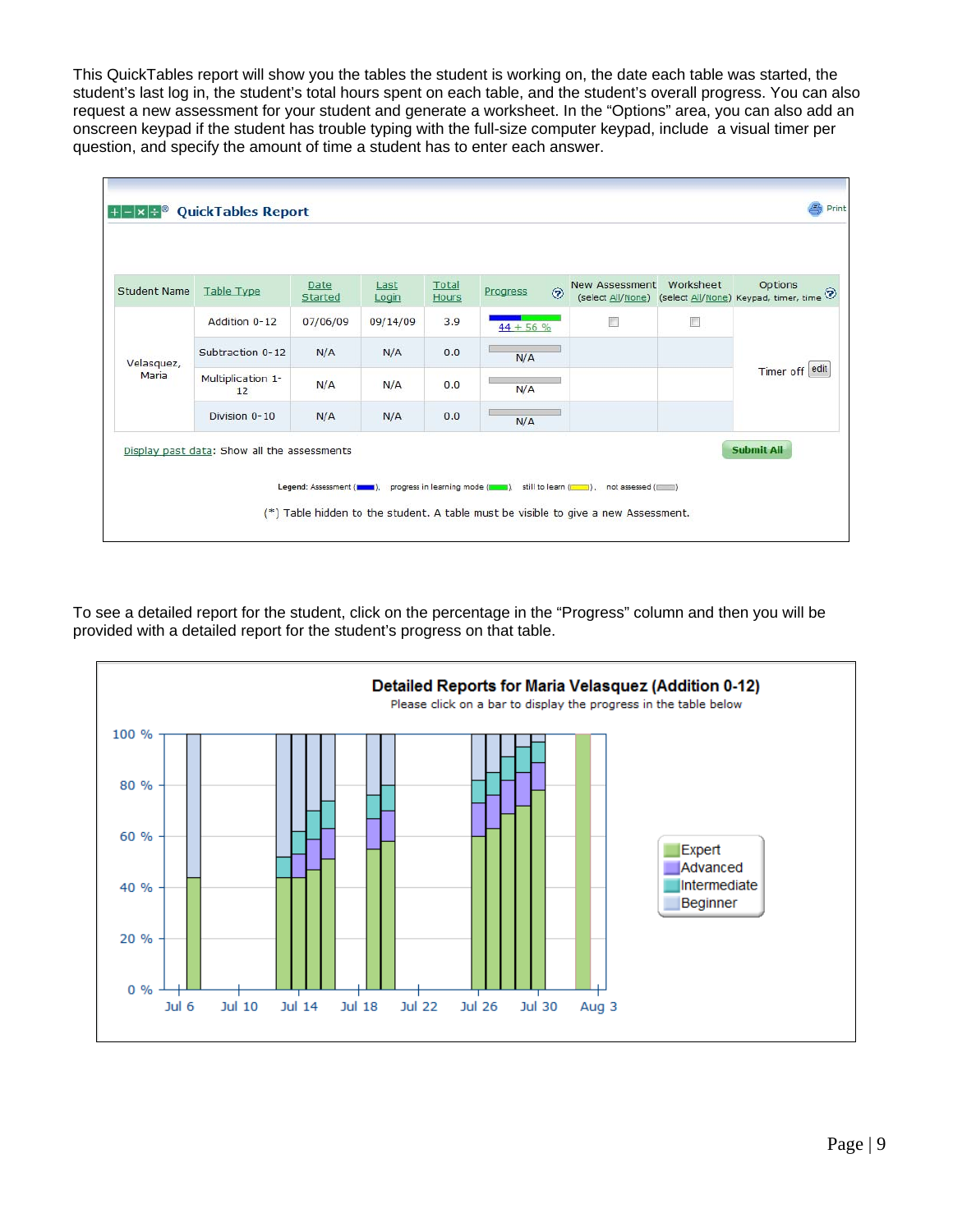This QuickTables report will show you the tables the student is working on, the date each table was started, the student's last log in, the student's total hours spent on each table, and the student's overall progress. You can also request a new assessment for your student and generate a worksheet. In the "Options" area, you can also add an onscreen keypad if the student has trouble typing with the full-size computer keypad, include a visual timer per question, and specify the amount of time a student has to enter each answer.

**QuickTables Report**

| Student Name | Table Type | Date Started | Last Login | Total Hours | Progress | New Assessment (select All/None) | Worksheet (select All/None) | Options Keypad, timer, time |
|---|---|---|---|---|---|---|---|---|
| Velasquez, Maria | Addition 0-12 | 07/06/09 | 09/14/09 | 3.9 | 44 + 56 % | ☐ | ☐ | Timer off edit |
| | Subtraction 0-12 | N/A | N/A | 0.0 | N/A | | | |
| | Multiplication 1-12 | N/A | N/A | 0.0 | N/A | | | |
| | Division 0-10 | N/A | N/A | 0.0 | N/A | | | |

Display past data: Show all the assessments

Submit All

Legend: Assessment ( ), progress in learning mode ( ), still to learn ( ), not assessed ( )

(*) Table hidden to the student. A table must be visible to give a new Assessment.

To see a detailed report for the student, click on the percentage in the "Progress" column and then you will be provided with a detailed report for the student's progress on that table.

**Detailed Reports for Maria Velasquez (Addition 0-12)**

Please click on a bar to display the progress in the table below

Legend: Expert, Advanced, Intermediate, Beginner

(Chart y-axis: 0 % to 100 %; x-axis: Jul 6, Jul 10, Jul 14, Jul 18, Jul 22, Jul 26, Jul 30, Aug 3)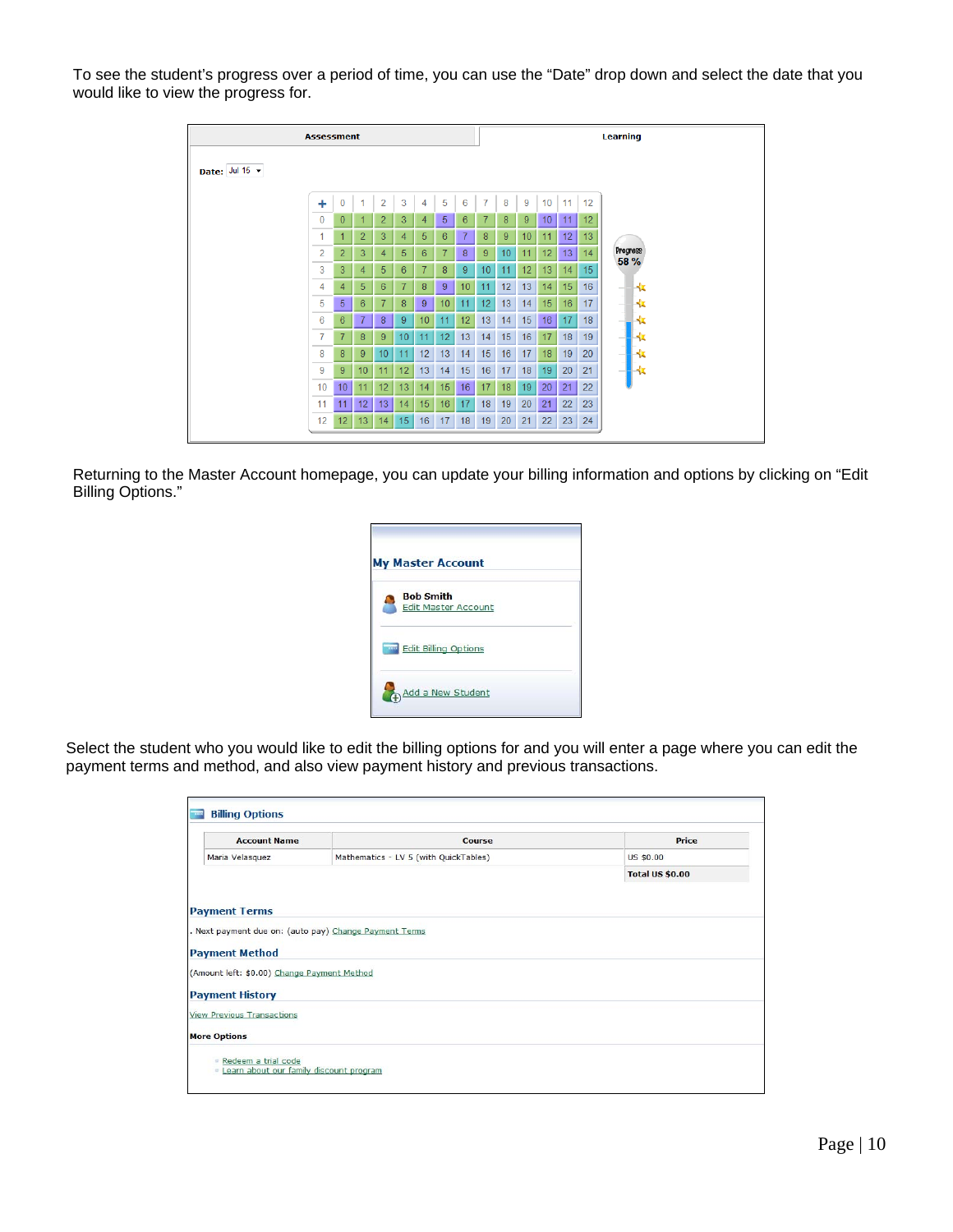To see the student's progress over a period of time, you can use the "Date" drop down and select the date that you would like to view the progress for.

Returning to the Master Account homepage, you can update your billing information and options by clicking on "Edit Billing Options."

Select the student who you would like to edit the billing options for and you will enter a page where you can edit the payment terms and method, and also view payment history and previous transactions.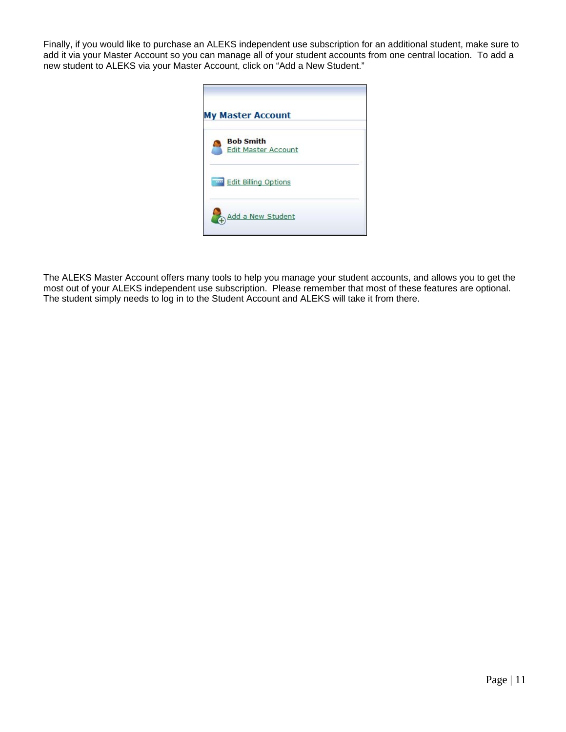Finally, if you would like to purchase an ALEKS independent use subscription for an additional student, make sure to add it via your Master Account so you can manage all of your student accounts from one central location.  To add a new student to ALEKS via your Master Account, click on "Add a New Student."

**My Master Account**

**Bob Smith**
Edit Master Account

Edit Billing Options

Add a New Student

The ALEKS Master Account offers many tools to help you manage your student accounts, and allows you to get the most out of your ALEKS independent use subscription.  Please remember that most of these features are optional.  The student simply needs to log in to the Student Account and ALEKS will take it from there.